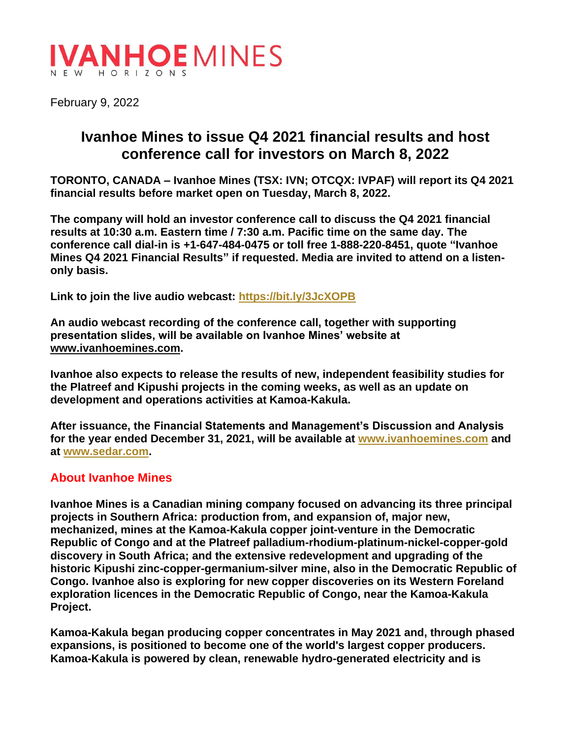IVANHOE MINES
NEW HORIZONS

February 9, 2022

# Ivanhoe Mines to issue Q4 2021 financial results and host conference call for investors on March 8, 2022

**TORONTO, CANADA – Ivanhoe Mines (TSX: IVN; OTCQX: IVPAF) will report its Q4 2021 financial results before market open on Tuesday, March 8, 2022.**

**The company will hold an investor conference call to discuss the Q4 2021 financial results at 10:30 a.m. Eastern time / 7:30 a.m. Pacific time on the same day. The conference call dial-in is +1-647-484-0475 or toll free 1-888-220-8451, quote "Ivanhoe Mines Q4 2021 Financial Results" if requested. Media are invited to attend on a listen-only basis.**

**Link to join the live audio webcast: https://bit.ly/3JcXOPB**

**An audio webcast recording of the conference call, together with supporting presentation slides, will be available on Ivanhoe Mines' website at www.ivanhoemines.com.**

**Ivanhoe also expects to release the results of new, independent feasibility studies for the Platreef and Kipushi projects in the coming weeks, as well as an update on development and operations activities at Kamoa-Kakula.**

**After issuance, the Financial Statements and Management's Discussion and Analysis for the year ended December 31, 2021, will be available at www.ivanhoemines.com and at www.sedar.com.**

## About Ivanhoe Mines

**Ivanhoe Mines is a Canadian mining company focused on advancing its three principal projects in Southern Africa: production from, and expansion of, major new, mechanized, mines at the Kamoa-Kakula copper joint-venture in the Democratic Republic of Congo and at the Platreef palladium-rhodium-platinum-nickel-copper-gold discovery in South Africa; and the extensive redevelopment and upgrading of the historic Kipushi zinc-copper-germanium-silver mine, also in the Democratic Republic of Congo. Ivanhoe also is exploring for new copper discoveries on its Western Foreland exploration licences in the Democratic Republic of Congo, near the Kamoa-Kakula Project.**

**Kamoa-Kakula began producing copper concentrates in May 2021 and, through phased expansions, is positioned to become one of the world's largest copper producers. Kamoa-Kakula is powered by clean, renewable hydro-generated electricity and is**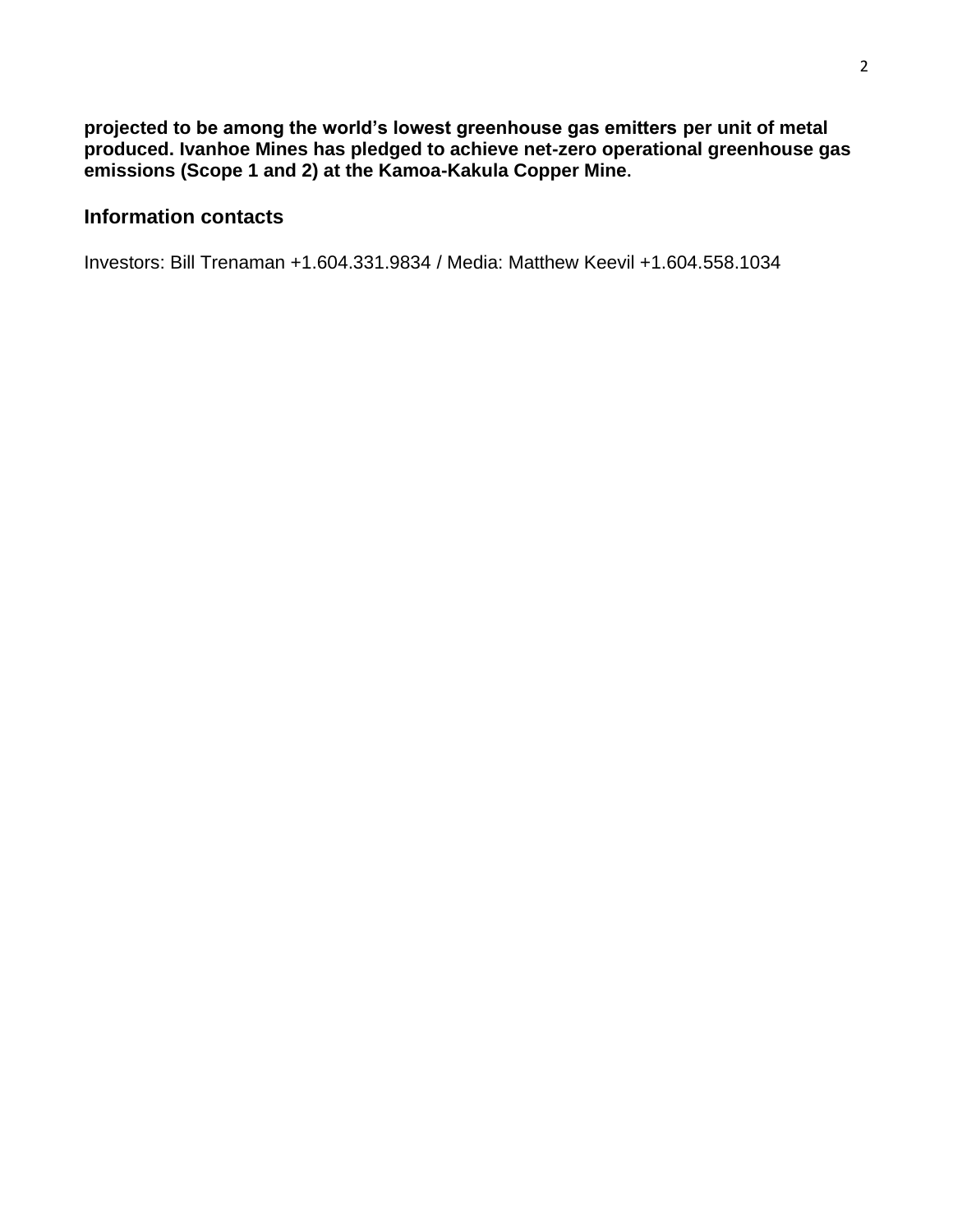**projected to be among the world's lowest greenhouse gas emitters per unit of metal produced. Ivanhoe Mines has pledged to achieve net-zero operational greenhouse gas emissions (Scope 1 and 2) at the Kamoa-Kakula Copper Mine.**

## Information contacts

Investors: Bill Trenaman +1.604.331.9834 / Media: Matthew Keevil +1.604.558.1034